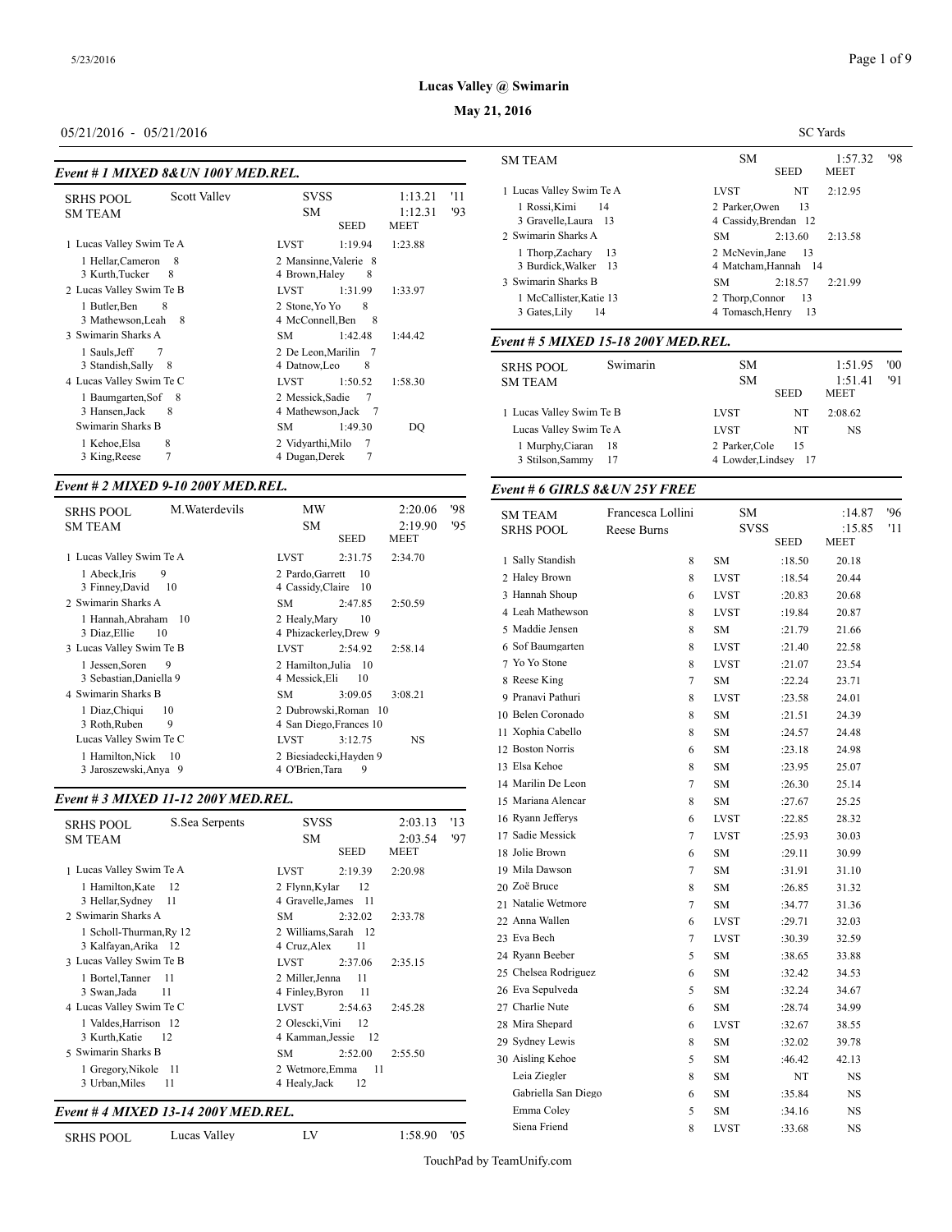**Lucas Valley @ Swimarin**

**May 21, 2016**

05/21/2016 - 05/21/2016

SC Yards

### *Event # 1 MIXED 8&UN 100Y MED.REL.*

| | | | | |
|---|---|---|---|---|
| SRHS POOL | Scott Valley | SVSS | 1:13.21 | '11 |
| SM TEAM | | SM | 1:12.31 | '93 |
| | | | SEED | MEET |
| 1 Lucas Valley Swim Te A | | LVST | 1:19.94 | 1:23.88 |
| 1 Hellar,Cameron 8 | 2 Mansinne,Valerie 8 | 3 Kurth,Tucker 8 | 4 Brown,Haley 8 | |
| 2 Lucas Valley Swim Te B | | LVST | 1:31.99 | 1:33.97 |
| 1 Butler,Ben 8 | 2 Stone,Yo Yo 8 | 3 Mathewson,Leah 8 | 4 McConnell,Ben 8 | |
| 3 Swimarin Sharks A | | SM | 1:42.48 | 1:44.42 |
| 1 Sauls,Jeff 7 | 2 De Leon,Marilin 7 | 3 Standish,Sally 8 | 4 Datnow,Leo 8 | |
| 4 Lucas Valley Swim Te C | | LVST | 1:50.52 | 1:58.30 |
| 1 Baumgarten,Sof 8 | 2 Messick,Sadie 7 | 3 Hansen,Jack 8 | 4 Mathewson,Jack 7 | |
| Swimarin Sharks B | | SM | 1:49.30 | DQ |
| 1 Kehoe,Elsa 8 | 2 Vidyarthi,Milo 7 | 3 King,Reese 7 | 4 Dugan,Derek 7 | |

### *Event # 2 MIXED 9-10 200Y MED.REL.*

| | | | | |
|---|---|---|---|---|
| SRHS POOL | M.Waterdevils | MW | 2:20.06 | '98 |
| SM TEAM | | SM | 2:19.90 | '95 |
| | | | SEED | MEET |
| 1 Lucas Valley Swim Te A | | LVST | 2:31.75 | 2:34.70 |
| 1 Abeck,Iris 9 | 2 Pardo,Garrett 10 | 3 Finney,David 10 | 4 Cassidy,Claire 10 | |
| 2 Swimarin Sharks A | | SM | 2:47.85 | 2:50.59 |
| 1 Hannah,Abraham 10 | 2 Healy,Mary 10 | 3 Diaz,Ellie 10 | 4 Phizackerley,Drew 9 | |
| 3 Lucas Valley Swim Te B | | LVST | 2:54.92 | 2:58.14 |
| 1 Jessen,Soren 9 | 2 Hamilton,Julia 10 | 3 Sebastian,Daniella 9 | 4 Messick,Eli 10 | |
| 4 Swimarin Sharks B | | SM | 3:09.05 | 3:08.21 |
| 1 Diaz,Chiqui 10 | 2 Dubrowski,Roman 10 | 3 Roth,Ruben 9 | 4 San Diego,Frances 10 | |
| Lucas Valley Swim Te C | | LVST | 3:12.75 | NS |
| 1 Hamilton,Nick 10 | 2 Biesiadecki,Hayden 9 | 3 Jaroszewski,Anya 9 | 4 O'Brien,Tara 9 | |

### *Event # 3 MIXED 11-12 200Y MED.REL.*

| | | | | |
|---|---|---|---|---|
| SRHS POOL | S.Sea Serpents | SVSS | 2:03.13 | '13 |
| SM TEAM | | SM | 2:03.54 | '97 |
| | | | SEED | MEET |
| 1 Lucas Valley Swim Te A | | LVST | 2:19.39 | 2:20.98 |
| 1 Hamilton,Kate 12 | 2 Flynn,Kylar 12 | 3 Hellar,Sydney 11 | 4 Gravelle,James 11 | |
| 2 Swimarin Sharks A | | SM | 2:32.02 | 2:33.78 |
| 1 Scholl-Thurman,Ry 12 | 2 Williams,Sarah 12 | 3 Kalfayan,Arika 12 | 4 Cruz,Alex 11 | |
| 3 Lucas Valley Swim Te B | | LVST | 2:37.06 | 2:35.15 |
| 1 Bortel,Tanner 11 | 2 Miller,Jenna 11 | 3 Swan,Jada 11 | 4 Finley,Byron 11 | |
| 4 Lucas Valley Swim Te C | | LVST | 2:54.63 | 2:45.28 |
| 1 Valdes,Harrison 12 | 2 Olescki,Vini 12 | 3 Kurth,Katie 12 | 4 Kamman,Jessie 12 | |
| 5 Swimarin Sharks B | | SM | 2:52.00 | 2:55.50 |
| 1 Gregory,Nikole 11 | 2 Wetmore,Emma 11 | 3 Urban,Miles 11 | 4 Healy,Jack 12 | |

### *Event # 4 MIXED 13-14 200Y MED.REL.*

| | | | | |
|---|---|---|---|---|
| SRHS POOL | Lucas Valley | LV | 1:58.90 | '05 |
| SM TEAM | | SM | 1:57.32 | '98 |
| | | | SEED | MEET |
| 1 Lucas Valley Swim Te A | | LVST | NT | 2:12.95 |
| 1 Rossi,Kimi 14 | 2 Parker,Owen 13 | 3 Gravelle,Laura 13 | 4 Cassidy,Brendan 12 | |
| 2 Swimarin Sharks A | | SM | 2:13.60 | 2:13.58 |
| 1 Thorp,Zachary 13 | 2 McNevin,Jane 13 | 3 Burdick,Walker 13 | 4 Matcham,Hannah 14 | |
| 3 Swimarin Sharks B | | SM | 2:18.57 | 2:21.99 |
| 1 McCallister,Katie 13 | 2 Thorp,Connor 13 | 3 Gates,Lily 14 | 4 Tomasch,Henry 13 | |

### *Event # 5 MIXED 15-18 200Y MED.REL.*

| | | | | |
|---|---|---|---|---|
| SRHS POOL | Swimarin | SM | 1:51.95 | '00 |
| SM TEAM | | SM | 1:51.41 | '91 |
| | | | SEED | MEET |
| 1 Lucas Valley Swim Te B | | LVST | NT | 2:08.62 |
| Lucas Valley Swim Te A | | LVST | NT | NS |
| 1 Murphy,Ciaran 18 | 2 Parker,Cole 15 | 3 Stilson,Sammy 17 | 4 Lowder,Lindsey 17 | |

### *Event # 6 GIRLS 8&UN 25Y FREE*

| | | | | | |
|---|---|---|---|---|---|
| SM TEAM | Francesca Lollini | | SM | :14.87 | '96 |
| SRHS POOL | Reese Burns | | SVSS | :15.85 | '11 |
| | | | | SEED | MEET |
| 1 Sally Standish | | 8 | SM | :18.50 | 20.18 |
| 2 Haley Brown | | 8 | LVST | :18.54 | 20.44 |
| 3 Hannah Shoup | | 6 | LVST | :20.83 | 20.68 |
| 4 Leah Mathewson | | 8 | LVST | :19.84 | 20.87 |
| 5 Maddie Jensen | | 8 | SM | :21.79 | 21.66 |
| 6 Sof Baumgarten | | 8 | LVST | :21.40 | 22.58 |
| 7 Yo Yo Stone | | 8 | LVST | :21.07 | 23.54 |
| 8 Reese King | | 7 | SM | :22.24 | 23.71 |
| 9 Pranavi Pathuri | | 8 | LVST | :23.58 | 24.01 |
| 10 Belen Coronado | | 8 | SM | :21.51 | 24.39 |
| 11 Xophia Cabello | | 8 | SM | :24.57 | 24.48 |
| 12 Boston Norris | | 6 | SM | :23.18 | 24.98 |
| 13 Elsa Kehoe | | 8 | SM | :23.95 | 25.07 |
| 14 Marilin De Leon | | 7 | SM | :26.30 | 25.14 |
| 15 Mariana Alencar | | 8 | SM | :27.67 | 25.25 |
| 16 Ryann Jefferys | | 6 | LVST | :22.85 | 28.32 |
| 17 Sadie Messick | | 7 | LVST | :25.93 | 30.03 |
| 18 Jolie Brown | | 6 | SM | :29.11 | 30.99 |
| 19 Mila Dawson | | 7 | SM | :31.91 | 31.10 |
| 20 Zoë Bruce | | 8 | SM | :26.85 | 31.32 |
| 21 Natalie Wetmore | | 7 | SM | :34.77 | 31.36 |
| 22 Anna Wallen | | 6 | LVST | :29.71 | 32.03 |
| 23 Eva Bech | | 7 | LVST | :30.39 | 32.59 |
| 24 Ryann Beeber | | 5 | SM | :38.65 | 33.88 |
| 25 Chelsea Rodriguez | | 6 | SM | :32.42 | 34.53 |
| 26 Eva Sepulveda | | 5 | SM | :32.24 | 34.67 |
| 27 Charlie Nute | | 6 | SM | :28.74 | 34.99 |
| 28 Mira Shepard | | 6 | LVST | :32.67 | 38.55 |
| 29 Sydney Lewis | | 8 | SM | :32.02 | 39.78 |
| 30 Aisling Kehoe | | 5 | SM | :46.42 | 42.13 |
| Leia Ziegler | | 8 | SM | NT | NS |
| Gabriella San Diego | | 6 | SM | :35.84 | NS |
| Emma Coley | | 5 | SM | :34.16 | NS |
| Siena Friend | | 8 | LVST | :33.68 | NS |

TouchPad by TeamUnify.com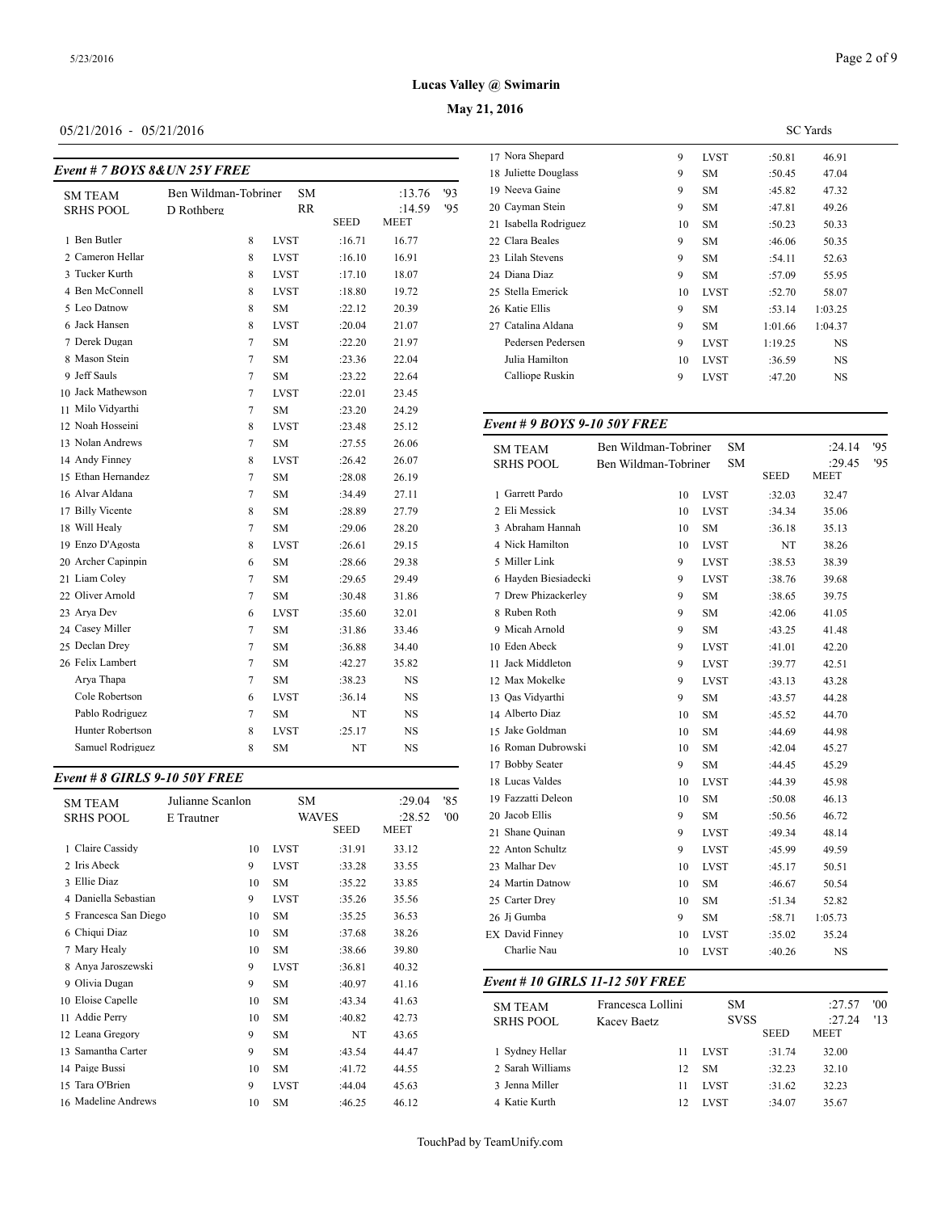# Lucas Valley @ Swimarin

## May 21, 2016

05/21/2016 - 05/21/2016

SC Yards

### Event # 7 BOYS 8&UN 25Y FREE

| | | | | | | |
|---|---|---|---|---|---|---|
| SM TEAM | Ben Wildman-Tobriner | | SM | | :13.76 | '93 |
| SRHS POOL | D Rothberg | | RR | | :14.59 | '95 |
| | | | | SEED | MEET | |
| 1 Ben Butler | | 8 | LVST | :16.71 | 16.77 | |
| 2 Cameron Hellar | | 8 | LVST | :16.10 | 16.91 | |
| 3 Tucker Kurth | | 8 | LVST | :17.10 | 18.07 | |
| 4 Ben McConnell | | 8 | LVST | :18.80 | 19.72 | |
| 5 Leo Datnow | | 8 | SM | :22.12 | 20.39 | |
| 6 Jack Hansen | | 8 | LVST | :20.04 | 21.07 | |
| 7 Derek Dugan | | 7 | SM | :22.20 | 21.97 | |
| 8 Mason Stein | | 7 | SM | :23.36 | 22.04 | |
| 9 Jeff Sauls | | 7 | SM | :23.22 | 22.64 | |
| 10 Jack Mathewson | | 7 | LVST | :22.01 | 23.45 | |
| 11 Milo Vidyarthi | | 7 | SM | :23.20 | 24.29 | |
| 12 Noah Hosseini | | 8 | LVST | :23.48 | 25.12 | |
| 13 Nolan Andrews | | 7 | SM | :27.55 | 26.06 | |
| 14 Andy Finney | | 8 | LVST | :26.42 | 26.07 | |
| 15 Ethan Hernandez | | 7 | SM | :28.08 | 26.19 | |
| 16 Alvar Aldana | | 7 | SM | :34.49 | 27.11 | |
| 17 Billy Vicente | | 8 | SM | :28.89 | 27.79 | |
| 18 Will Healy | | 7 | SM | :29.06 | 28.20 | |
| 19 Enzo D'Agosta | | 8 | LVST | :26.61 | 29.15 | |
| 20 Archer Capinpin | | 6 | SM | :28.66 | 29.38 | |
| 21 Liam Coley | | 7 | SM | :29.65 | 29.49 | |
| 22 Oliver Arnold | | 7 | SM | :30.48 | 31.86 | |
| 23 Arya Dev | | 6 | LVST | :35.60 | 32.01 | |
| 24 Casey Miller | | 7 | SM | :31.86 | 33.46 | |
| 25 Declan Drey | | 7 | SM | :36.88 | 34.40 | |
| 26 Felix Lambert | | 7 | SM | :42.27 | 35.82 | |
| Arya Thapa | | 7 | SM | :38.23 | NS | |
| Cole Robertson | | 6 | LVST | :36.14 | NS | |
| Pablo Rodriguez | | 7 | SM | NT | NS | |
| Hunter Robertson | | 8 | LVST | :25.17 | NS | |
| Samuel Rodriguez | | 8 | SM | NT | NS | |

### Event # 8 GIRLS 9-10 50Y FREE

| | | | | | | |
|---|---|---|---|---|---|---|
| SM TEAM | Julianne Scanlon | | SM | | :29.04 | '85 |
| SRHS POOL | E Trautner | | WAVES | | :28.52 | '00 |
| | | | | SEED | MEET | |
| 1 Claire Cassidy | | 10 | LVST | :31.91 | 33.12 | |
| 2 Iris Abeck | | 9 | LVST | :33.28 | 33.55 | |
| 3 Ellie Diaz | | 10 | SM | :35.22 | 33.85 | |
| 4 Daniella Sebastian | | 9 | LVST | :35.26 | 35.56 | |
| 5 Francesca San Diego | | 10 | SM | :35.25 | 36.53 | |
| 6 Chiqui Diaz | | 10 | SM | :37.68 | 38.26 | |
| 7 Mary Healy | | 10 | SM | :38.66 | 39.80 | |
| 8 Anya Jaroszewski | | 9 | LVST | :36.81 | 40.32 | |
| 9 Olivia Dugan | | 9 | SM | :40.97 | 41.16 | |
| 10 Eloise Capelle | | 10 | SM | :43.34 | 41.63 | |
| 11 Addie Perry | | 10 | SM | :40.82 | 42.73 | |
| 12 Leana Gregory | | 9 | SM | NT | 43.65 | |
| 13 Samantha Carter | | 9 | SM | :43.54 | 44.47 | |
| 14 Paige Bussi | | 10 | SM | :41.72 | 44.55 | |
| 15 Tara O'Brien | | 9 | LVST | :44.04 | 45.63 | |
| 16 Madeline Andrews | | 10 | SM | :46.25 | 46.12 | |
| 17 Nora Shepard | | 9 | LVST | :50.81 | 46.91 | |
| 18 Juliette Douglass | | 9 | SM | :50.45 | 47.04 | |
| 19 Neeva Gaine | | 9 | SM | :45.82 | 47.32 | |
| 20 Cayman Stein | | 9 | SM | :47.81 | 49.26 | |
| 21 Isabella Rodriguez | | 10 | SM | :50.23 | 50.33 | |
| 22 Clara Beales | | 9 | SM | :46.06 | 50.35 | |
| 23 Lilah Stevens | | 9 | SM | :54.11 | 52.63 | |
| 24 Diana Diaz | | 9 | SM | :57.09 | 55.95 | |
| 25 Stella Emerick | | 10 | LVST | :52.70 | 58.07 | |
| 26 Katie Ellis | | 9 | SM | :53.14 | 1:03.25 | |
| 27 Catalina Aldana | | 9 | SM | 1:01.66 | 1:04.37 | |
| Pedersen Pedersen | | 9 | LVST | 1:19.25 | NS | |
| Julia Hamilton | | 10 | LVST | :36.59 | NS | |
| Calliope Ruskin | | 9 | LVST | :47.20 | NS | |

### Event # 9 BOYS 9-10 50Y FREE

| | | | | | | |
|---|---|---|---|---|---|---|
| SM TEAM | Ben Wildman-Tobriner | | SM | | :24.14 | '95 |
| SRHS POOL | Ben Wildman-Tobriner | | SM | | :29.45 | '95 |
| | | | | SEED | MEET | |
| 1 Garrett Pardo | | 10 | LVST | :32.03 | 32.47 | |
| 2 Eli Messick | | 10 | LVST | :34.34 | 35.06 | |
| 3 Abraham Hannah | | 10 | SM | :36.18 | 35.13 | |
| 4 Nick Hamilton | | 10 | LVST | NT | 38.26 | |
| 5 Miller Link | | 9 | LVST | :38.53 | 38.39 | |
| 6 Hayden Biesiadecki | | 9 | LVST | :38.76 | 39.68 | |
| 7 Drew Phizackerley | | 9 | SM | :38.65 | 39.75 | |
| 8 Ruben Roth | | 9 | SM | :42.06 | 41.05 | |
| 9 Micah Arnold | | 9 | SM | :43.25 | 41.48 | |
| 10 Eden Abeck | | 9 | LVST | :41.01 | 42.20 | |
| 11 Jack Middleton | | 9 | LVST | :39.77 | 42.51 | |
| 12 Max Mokelke | | 9 | LVST | :43.13 | 43.28 | |
| 13 Qas Vidyarthi | | 9 | SM | :43.57 | 44.28 | |
| 14 Alberto Diaz | | 10 | SM | :45.52 | 44.70 | |
| 15 Jake Goldman | | 10 | SM | :44.69 | 44.98 | |
| 16 Roman Dubrowski | | 10 | SM | :42.04 | 45.27 | |
| 17 Bobby Seater | | 9 | SM | :44.45 | 45.29 | |
| 18 Lucas Valdes | | 10 | LVST | :44.39 | 45.98 | |
| 19 Fazzatti Deleon | | 10 | SM | :50.08 | 46.13 | |
| 20 Jacob Ellis | | 9 | SM | :50.56 | 46.72 | |
| 21 Shane Quinan | | 9 | LVST | :49.34 | 48.14 | |
| 22 Anton Schultz | | 9 | LVST | :45.99 | 49.59 | |
| 23 Malhar Dev | | 10 | LVST | :45.17 | 50.51 | |
| 24 Martin Datnow | | 10 | SM | :46.67 | 50.54 | |
| 25 Carter Drey | | 10 | SM | :51.34 | 52.82 | |
| 26 Jj Gumba | | 9 | SM | :58.71 | 1:05.73 | |
| EX David Finney | | 10 | LVST | :35.02 | 35.24 | |
| Charlie Nau | | 10 | LVST | :40.26 | NS | |

### Event # 10 GIRLS 11-12 50Y FREE

| | | | | | | |
|---|---|---|---|---|---|---|
| SM TEAM | Francesca Lollini | | SM | | :27.57 | '00 |
| SRHS POOL | Kacey Baetz | | SVSS | | :27.24 | '13 |
| | | | | SEED | MEET | |
| 1 Sydney Hellar | | 11 | LVST | :31.74 | 32.00 | |
| 2 Sarah Williams | | 12 | SM | :32.23 | 32.10 | |
| 3 Jenna Miller | | 11 | LVST | :31.62 | 32.23 | |
| 4 Katie Kurth | | 12 | LVST | :34.07 | 35.67 | |

TouchPad by TeamUnify.com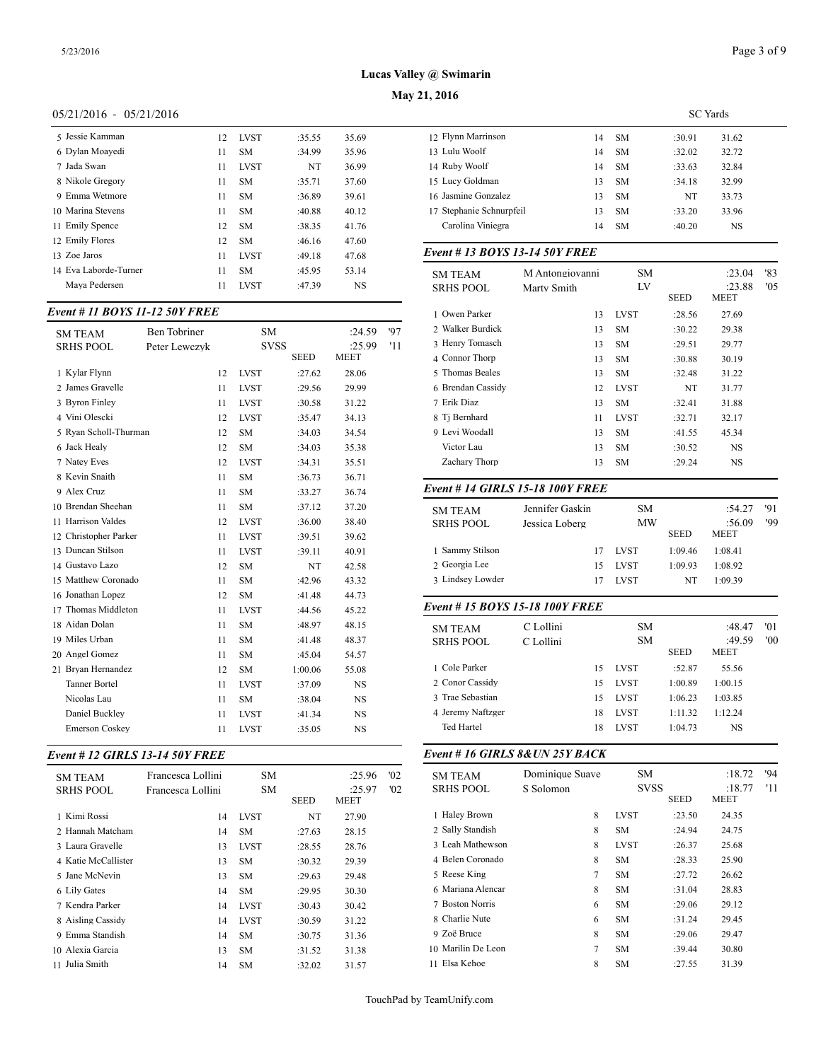# Lucas Valley @ Swimarin

## May 21, 2016

05/21/2016 - 05/21/2016 SC Yards

| Place | Name | Age | Team | Seed | Meet |
|---|---|---|---|---|---|
| 5 | Jessie Kamman | 12 | LVST | :35.55 | 35.69 |
| 6 | Dylan Moayedi | 11 | SM | :34.99 | 35.96 |
| 7 | Jada Swan | 11 | LVST | NT | 36.99 |
| 8 | Nikole Gregory | 11 | SM | :35.71 | 37.60 |
| 9 | Emma Wetmore | 11 | SM | :36.89 | 39.61 |
| 10 | Marina Stevens | 11 | SM | :40.88 | 40.12 |
| 11 | Emily Spence | 12 | SM | :38.35 | 41.76 |
| 12 | Emily Flores | 12 | SM | :46.16 | 47.60 |
| 13 | Zoe Jaros | 11 | LVST | :49.18 | 47.68 |
| 14 | Eva Laborde-Turner | 11 | SM | :45.95 | 53.14 |
| | Maya Pedersen | 11 | LVST | :47.39 | NS |

### Event # 11 BOYS 11-12 50Y FREE

| | | | | |
|---|---|---|---|---|
| SM TEAM | Ben Tobriner | SM | :24.59 | '97 |
| SRHS POOL | Peter Lewczyk | SVSS | :25.99 | '11 |

| Place | Name | Age | Team | Seed | Meet |
|---|---|---|---|---|---|
| 1 | Kylar Flynn | 12 | LVST | :27.62 | 28.06 |
| 2 | James Gravelle | 11 | LVST | :29.56 | 29.99 |
| 3 | Byron Finley | 11 | LVST | :30.58 | 31.22 |
| 4 | Vini Olescki | 12 | LVST | :35.47 | 34.13 |
| 5 | Ryan Scholl-Thurman | 12 | SM | :34.03 | 34.54 |
| 6 | Jack Healy | 12 | SM | :34.03 | 35.38 |
| 7 | Natey Eves | 12 | LVST | :34.31 | 35.51 |
| 8 | Kevin Snaith | 11 | SM | :36.73 | 36.71 |
| 9 | Alex Cruz | 11 | SM | :33.27 | 36.74 |
| 10 | Brendan Sheehan | 11 | SM | :37.12 | 37.20 |
| 11 | Harrison Valdes | 12 | LVST | :36.00 | 38.40 |
| 12 | Christopher Parker | 11 | LVST | :39.51 | 39.62 |
| 13 | Duncan Stilson | 11 | LVST | :39.11 | 40.91 |
| 14 | Gustavo Lazo | 12 | SM | NT | 42.58 |
| 15 | Matthew Coronado | 11 | SM | :42.96 | 43.32 |
| 16 | Jonathan Lopez | 12 | SM | :41.48 | 44.73 |
| 17 | Thomas Middleton | 11 | LVST | :44.56 | 45.22 |
| 18 | Aidan Dolan | 11 | SM | :48.97 | 48.15 |
| 19 | Miles Urban | 11 | SM | :41.48 | 48.37 |
| 20 | Angel Gomez | 11 | SM | :45.04 | 54.57 |
| 21 | Bryan Hernandez | 12 | SM | 1:00.06 | 55.08 |
| | Tanner Bortel | 11 | LVST | :37.09 | NS |
| | Nicolas Lau | 11 | SM | :38.04 | NS |
| | Daniel Buckley | 11 | LVST | :41.34 | NS |
| | Emerson Coskey | 11 | LVST | :35.05 | NS |

### Event # 12 GIRLS 13-14 50Y FREE

| | | | | |
|---|---|---|---|---|
| SM TEAM | Francesca Lollini | SM | :25.96 | '02 |
| SRHS POOL | Francesca Lollini | SM | :25.97 | '02 |

| Place | Name | Age | Team | Seed | Meet |
|---|---|---|---|---|---|
| 1 | Kimi Rossi | 14 | LVST | NT | 27.90 |
| 2 | Hannah Matcham | 14 | SM | :27.63 | 28.15 |
| 3 | Laura Gravelle | 13 | LVST | :28.55 | 28.76 |
| 4 | Katie McCallister | 13 | SM | :30.32 | 29.39 |
| 5 | Jane McNevin | 13 | SM | :29.63 | 29.48 |
| 6 | Lily Gates | 14 | SM | :29.95 | 30.30 |
| 7 | Kendra Parker | 14 | LVST | :30.43 | 30.42 |
| 8 | Aisling Cassidy | 14 | LVST | :30.59 | 31.22 |
| 9 | Emma Standish | 14 | SM | :30.75 | 31.36 |
| 10 | Alexia Garcia | 13 | SM | :31.52 | 31.38 |
| 11 | Julia Smith | 14 | SM | :32.02 | 31.57 |
| 12 | Flynn Marrinson | 14 | SM | :30.91 | 31.62 |
| 13 | Lulu Woolf | 14 | SM | :32.02 | 32.72 |
| 14 | Ruby Woolf | 14 | SM | :33.63 | 32.84 |
| 15 | Lucy Goldman | 13 | SM | :34.18 | 32.99 |
| 16 | Jasmine Gonzalez | 13 | SM | NT | 33.73 |
| 17 | Stephanie Schnurpfeil | 13 | SM | :33.20 | 33.96 |
| | Carolina Viniegra | 14 | SM | :40.20 | NS |

### Event # 13 BOYS 13-14 50Y FREE

| | | | | |
|---|---|---|---|---|
| SM TEAM | M Antongiovanni | SM | :23.04 | '83 |
| SRHS POOL | Marty Smith | LV | :23.88 | '05 |

| Place | Name | Age | Team | Seed | Meet |
|---|---|---|---|---|---|
| 1 | Owen Parker | 13 | LVST | :28.56 | 27.69 |
| 2 | Walker Burdick | 13 | SM | :30.22 | 29.38 |
| 3 | Henry Tomasch | 13 | SM | :29.51 | 29.77 |
| 4 | Connor Thorp | 13 | SM | :30.88 | 30.19 |
| 5 | Thomas Beales | 13 | SM | :32.48 | 31.22 |
| 6 | Brendan Cassidy | 12 | LVST | NT | 31.77 |
| 7 | Erik Diaz | 13 | SM | :32.41 | 31.88 |
| 8 | Tj Bernhard | 11 | LVST | :32.71 | 32.17 |
| 9 | Levi Woodall | 13 | SM | :41.55 | 45.34 |
| | Victor Lau | 13 | SM | :30.52 | NS |
| | Zachary Thorp | 13 | SM | :29.24 | NS |

### Event # 14 GIRLS 15-18 100Y FREE

| | | | | |
|---|---|---|---|---|
| SM TEAM | Jennifer Gaskin | SM | :54.27 | '91 |
| SRHS POOL | Jessica Loberg | MW | :56.09 | '99 |

| Place | Name | Age | Team | Seed | Meet |
|---|---|---|---|---|---|
| 1 | Sammy Stilson | 17 | LVST | 1:09.46 | 1:08.41 |
| 2 | Georgia Lee | 15 | LVST | 1:09.93 | 1:08.92 |
| 3 | Lindsey Lowder | 17 | LVST | NT | 1:09.39 |

### Event # 15 BOYS 15-18 100Y FREE

| | | | | |
|---|---|---|---|---|
| SM TEAM | C Lollini | SM | :48.47 | '01 |
| SRHS POOL | C Lollini | SM | :49.59 | '00 |

| Place | Name | Age | Team | Seed | Meet |
|---|---|---|---|---|---|
| 1 | Cole Parker | 15 | LVST | :52.87 | 55.56 |
| 2 | Conor Cassidy | 15 | LVST | 1:00.89 | 1:00.15 |
| 3 | Trae Sebastian | 15 | LVST | 1:06.23 | 1:03.85 |
| 4 | Jeremy Naftzger | 18 | LVST | 1:11.32 | 1:12.24 |
| | Ted Hartel | 18 | LVST | 1:04.73 | NS |

### Event # 16 GIRLS 8&UN 25Y BACK

| | | | | |
|---|---|---|---|---|
| SM TEAM | Dominique Suave | SM | :18.72 | '94 |
| SRHS POOL | S Solomon | SVSS | :18.77 | '11 |

| Place | Name | Age | Team | Seed | Meet |
|---|---|---|---|---|---|
| 1 | Haley Brown | 8 | LVST | :23.50 | 24.35 |
| 2 | Sally Standish | 8 | SM | :24.94 | 24.75 |
| 3 | Leah Mathewson | 8 | LVST | :26.37 | 25.68 |
| 4 | Belen Coronado | 8 | SM | :28.33 | 25.90 |
| 5 | Reese King | 7 | SM | :27.72 | 26.62 |
| 6 | Mariana Alencar | 8 | SM | :31.04 | 28.83 |
| 7 | Boston Norris | 6 | SM | :29.06 | 29.12 |
| 8 | Charlie Nute | 6 | SM | :31.24 | 29.45 |
| 9 | Zoë Bruce | 8 | SM | :29.06 | 29.47 |
| 10 | Marilin De Leon | 7 | SM | :39.44 | 30.80 |
| 11 | Elsa Kehoe | 8 | SM | :27.55 | 31.39 |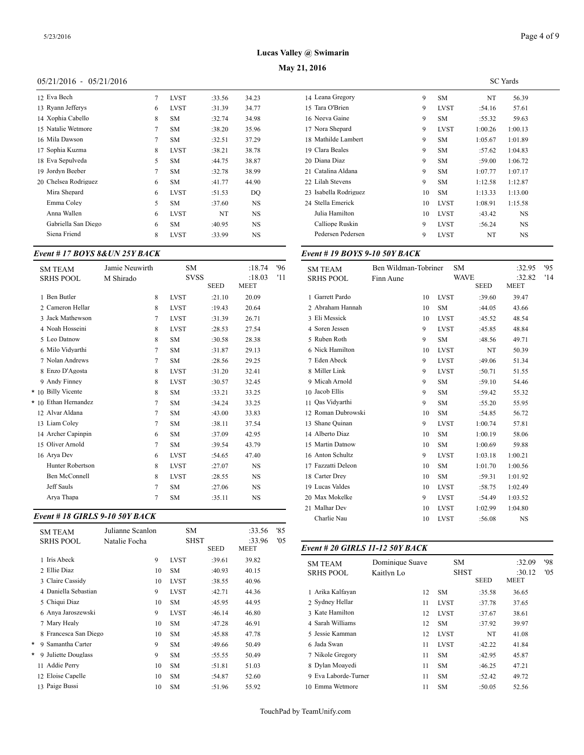# Lucas Valley @ Swimarin

## May 21, 2016

05/21/2016 - 05/21/2016 SC Yards

| Place | Name | Age | Team | Seed | Meet |
|---|---|---|---|---|---|
| 12 | Eva Bech | 7 | LVST | :33.56 | 34.23 |
| 13 | Ryann Jefferys | 6 | LVST | :31.39 | 34.77 |
| 14 | Xophia Cabello | 8 | SM | :32.74 | 34.98 |
| 15 | Natalie Wetmore | 7 | SM | :38.20 | 35.96 |
| 16 | Mila Dawson | 7 | SM | :32.51 | 37.29 |
| 17 | Sophia Kuzma | 8 | LVST | :38.21 | 38.78 |
| 18 | Eva Sepulveda | 5 | SM | :44.75 | 38.87 |
| 19 | Jordyn Beeber | 7 | SM | :32.78 | 38.99 |
| 20 | Chelsea Rodriguez | 6 | SM | :41.77 | 44.90 |
| | Mira Shepard | 6 | LVST | :51.53 | DQ |
| | Emma Coley | 5 | SM | :37.60 | NS |
| | Anna Wallen | 6 | LVST | NT | NS |
| | Gabriella San Diego | 6 | SM | :40.95 | NS |
| | Siena Friend | 8 | LVST | :33.99 | NS |

### *Event # 17 BOYS 8&UN 25Y BACK*

| | | | | | |
|---|---|---|---|---|---|
| SM TEAM | Jamie Neuwirth | | SM | | :18.74 '96 |
| SRHS POOL | M Shirado | | SVSS | | :18.03 '11 |
| | | | | SEED | MEET |
| 1 | Ben Butler | 8 | LVST | :21.10 | 20.09 |
| 2 | Cameron Hellar | 8 | LVST | :19.43 | 20.64 |
| 3 | Jack Mathewson | 7 | LVST | :31.39 | 26.71 |
| 4 | Noah Hosseini | 8 | LVST | :28.53 | 27.54 |
| 5 | Leo Datnow | 8 | SM | :30.58 | 28.38 |
| 6 | Milo Vidyarthi | 7 | SM | :31.87 | 29.13 |
| 7 | Nolan Andrews | 7 | SM | :28.56 | 29.25 |
| 8 | Enzo D'Agosta | 8 | LVST | :31.20 | 32.41 |
| 9 | Andy Finney | 8 | LVST | :30.57 | 32.45 |
| * 10 | Billy Vicente | 8 | SM | :33.21 | 33.25 |
| * 10 | Ethan Hernandez | 7 | SM | :34.24 | 33.25 |
| 12 | Alvar Aldana | 7 | SM | :43.00 | 33.83 |
| 13 | Liam Coley | 7 | SM | :38.11 | 37.54 |
| 14 | Archer Capinpin | 6 | SM | :37.09 | 42.95 |
| 15 | Oliver Arnold | 7 | SM | :39.54 | 43.79 |
| 16 | Arya Dev | 6 | LVST | :54.65 | 47.40 |
| | Hunter Robertson | 8 | LVST | :27.07 | NS |
| | Ben McConnell | 8 | LVST | :28.55 | NS |
| | Jeff Sauls | 7 | SM | :27.06 | NS |
| | Arya Thapa | 7 | SM | :35.11 | NS |

### *Event # 18 GIRLS 9-10 50Y BACK*

| | | | | | |
|---|---|---|---|---|---|
| SM TEAM | Julianne Scanlon | | SM | | :33.56 '85 |
| SRHS POOL | Natalie Focha | | SHST | | :33.96 '05 |
| | | | | SEED | MEET |
| 1 | Iris Abeck | 9 | LVST | :39.61 | 39.82 |
| 2 | Ellie Diaz | 10 | SM | :40.93 | 40.15 |
| 3 | Claire Cassidy | 10 | LVST | :38.55 | 40.96 |
| 4 | Daniella Sebastian | 9 | LVST | :42.71 | 44.36 |
| 5 | Chiqui Diaz | 10 | SM | :45.95 | 44.95 |
| 6 | Anya Jaroszewski | 9 | LVST | :46.14 | 46.80 |
| 7 | Mary Healy | 10 | SM | :47.28 | 46.91 |
| 8 | Francesca San Diego | 10 | SM | :45.88 | 47.78 |
| * 9 | Samantha Carter | 9 | SM | :49.66 | 50.49 |
| * 9 | Juliette Douglass | 9 | SM | :55.55 | 50.49 |
| 11 | Addie Perry | 10 | SM | :51.81 | 51.03 |
| 12 | Eloise Capelle | 10 | SM | :54.87 | 52.60 |
| 13 | Paige Bussi | 10 | SM | :51.96 | 55.92 |
| 14 | Leana Gregory | 9 | SM | NT | 56.39 |
| 15 | Tara O'Brien | 9 | LVST | :54.16 | 57.61 |
| 16 | Neeva Gaine | 9 | SM | :55.32 | 59.63 |
| 17 | Nora Shepard | 9 | LVST | 1:00.26 | 1:00.13 |
| 18 | Mathilde Lambert | 9 | SM | 1:05.67 | 1:01.89 |
| 19 | Clara Beales | 9 | SM | :57.62 | 1:04.83 |
| 20 | Diana Diaz | 9 | SM | :59.00 | 1:06.72 |
| 21 | Catalina Aldana | 9 | SM | 1:07.77 | 1:07.17 |
| 22 | Lilah Stevens | 9 | SM | 1:12.58 | 1:12.87 |
| 23 | Isabella Rodriguez | 10 | SM | 1:13.33 | 1:13.00 |
| 24 | Stella Emerick | 10 | LVST | 1:08.91 | 1:15.58 |
| | Julia Hamilton | 10 | LVST | :43.42 | NS |
| | Calliope Ruskin | 9 | LVST | :56.24 | NS |
| | Pedersen Pedersen | 9 | LVST | NT | NS |

### *Event # 19 BOYS 9-10 50Y BACK*

| | | | | | |
|---|---|---|---|---|---|
| SM TEAM | Ben Wildman-Tobriner | | SM | | :32.95 '95 |
| SRHS POOL | Finn Aune | | WAVE | | :32.82 '14 |
| | | | | SEED | MEET |
| 1 | Garrett Pardo | 10 | LVST | :39.60 | 39.47 |
| 2 | Abraham Hannah | 10 | SM | :44.05 | 43.66 |
| 3 | Eli Messick | 10 | LVST | :45.52 | 48.54 |
| 4 | Soren Jessen | 9 | LVST | :45.85 | 48.84 |
| 5 | Ruben Roth | 9 | SM | :48.56 | 49.71 |
| 6 | Nick Hamilton | 10 | LVST | NT | 50.39 |
| 7 | Eden Abeck | 9 | LVST | :49.06 | 51.34 |
| 8 | Miller Link | 9 | LVST | :50.71 | 51.55 |
| 9 | Micah Arnold | 9 | SM | :59.10 | 54.46 |
| 10 | Jacob Ellis | 9 | SM | :59.42 | 55.32 |
| 11 | Qas Vidyarthi | 9 | SM | :55.20 | 55.95 |
| 12 | Roman Dubrowski | 10 | SM | :54.85 | 56.72 |
| 13 | Shane Quinan | 9 | LVST | 1:00.74 | 57.81 |
| 14 | Alberto Diaz | 10 | SM | 1:00.19 | 58.06 |
| 15 | Martin Datnow | 10 | SM | 1:00.69 | 59.88 |
| 16 | Anton Schultz | 9 | LVST | 1:03.18 | 1:00.21 |
| 17 | Fazzatti Deleon | 10 | SM | 1:01.70 | 1:00.56 |
| 18 | Carter Drey | 10 | SM | :59.31 | 1:01.92 |
| 19 | Lucas Valdes | 10 | LVST | :58.75 | 1:02.49 |
| 20 | Max Mokelke | 9 | LVST | :54.49 | 1:03.52 |
| 21 | Malhar Dev | 10 | LVST | 1:02.99 | 1:04.80 |
| | Charlie Nau | 10 | LVST | :56.08 | NS |

### *Event # 20 GIRLS 11-12 50Y BACK*

| | | | | | |
|---|---|---|---|---|---|
| SM TEAM | Dominique Suave | | SM | | :32.09 '98 |
| SRHS POOL | Kaitlyn Lo | | SHST | | :30.12 '05 |
| | | | | SEED | MEET |
| 1 | Arika Kalfayan | 12 | SM | :35.58 | 36.65 |
| 2 | Sydney Hellar | 11 | LVST | :37.78 | 37.65 |
| 3 | Kate Hamilton | 12 | LVST | :37.67 | 38.61 |
| 4 | Sarah Williams | 12 | SM | :37.92 | 39.97 |
| 5 | Jessie Kamman | 12 | LVST | NT | 41.08 |
| 6 | Jada Swan | 11 | LVST | :42.22 | 41.84 |
| 7 | Nikole Gregory | 11 | SM | :42.95 | 45.87 |
| 8 | Dylan Moayedi | 11 | SM | :46.25 | 47.21 |
| 9 | Eva Laborde-Turner | 11 | SM | :52.42 | 49.72 |
| 10 | Emma Wetmore | 11 | SM | :50.05 | 52.56 |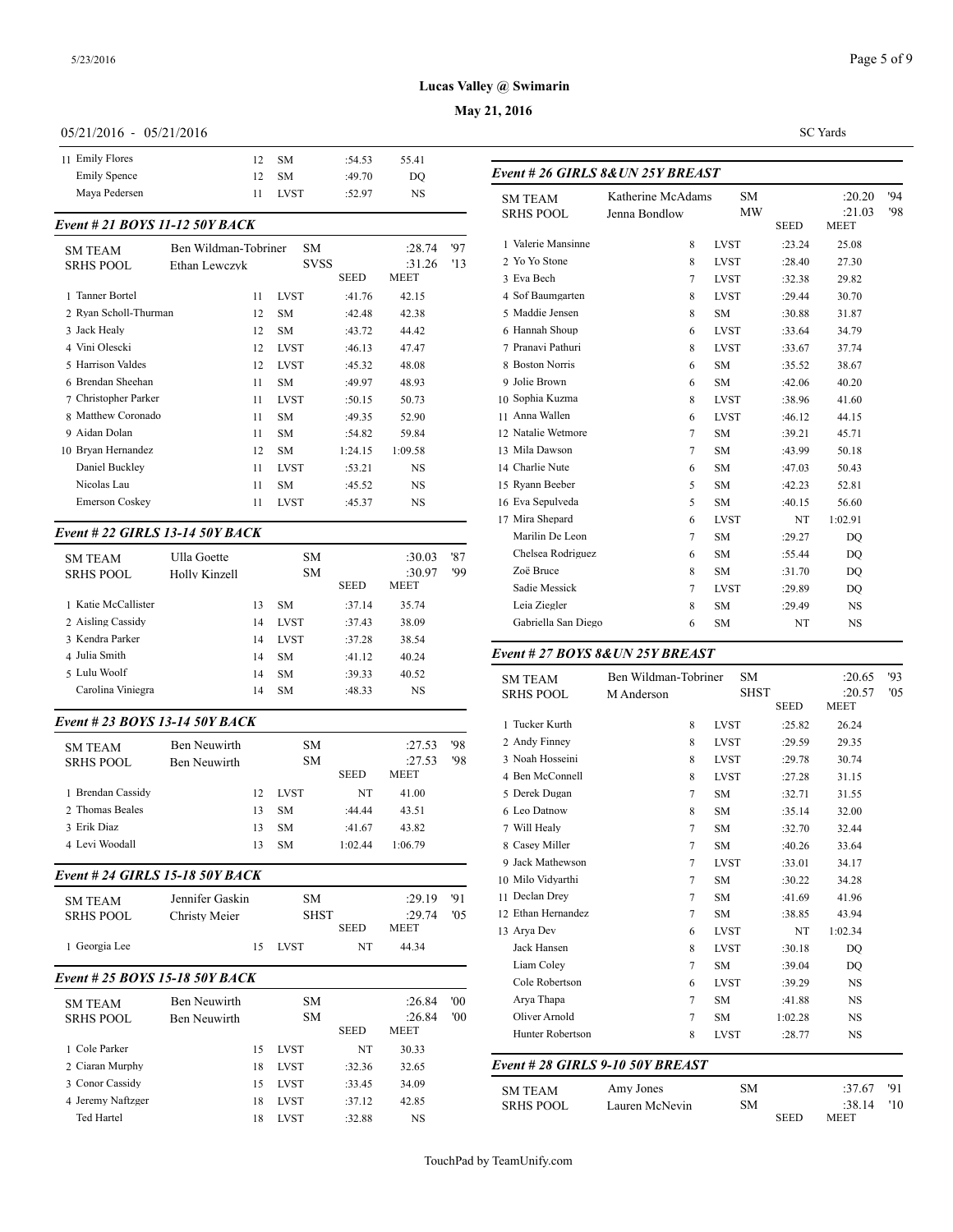# Lucas Valley @ Swimarin

## May 21, 2016

05/21/2016 - 05/21/2016

SC Yards

| | Name | Age | Team | Seed | Meet |
|---|---|---|---|---|---|
| 11 | Emily Flores | 12 | SM | :54.53 | 55.41 |
| | Emily Spence | 12 | SM | :49.70 | DQ |
| | Maya Pedersen | 11 | LVST | :52.97 | NS |

### Event # 21 BOYS 11-12 50Y BACK

| | | | | | |
|---|---|---|---|---|---|
| SM TEAM | Ben Wildman-Tobriner | SM | | :28.74 | '97 |
| SRHS POOL | Ethan Lewczyk | SVSS | | :31.26 | '13 |

| | Name | Age | Team | SEED | MEET |
|---|---|---|---|---|---|
| 1 | Tanner Bortel | 11 | LVST | :41.76 | 42.15 |
| 2 | Ryan Scholl-Thurman | 12 | SM | :42.48 | 42.38 |
| 3 | Jack Healy | 12 | SM | :43.72 | 44.42 |
| 4 | Vini Olescki | 12 | LVST | :46.13 | 47.47 |
| 5 | Harrison Valdes | 12 | LVST | :45.32 | 48.08 |
| 6 | Brendan Sheehan | 11 | SM | :49.97 | 48.93 |
| 7 | Christopher Parker | 11 | LVST | :50.15 | 50.73 |
| 8 | Matthew Coronado | 11 | SM | :49.35 | 52.90 |
| 9 | Aidan Dolan | 11 | SM | :54.82 | 59.84 |
| 10 | Bryan Hernandez | 12 | SM | 1:24.15 | 1:09.58 |
| | Daniel Buckley | 11 | LVST | :53.21 | NS |
| | Nicolas Lau | 11 | SM | :45.52 | NS |
| | Emerson Coskey | 11 | LVST | :45.37 | NS |

### Event # 22 GIRLS 13-14 50Y BACK

| | | | | | |
|---|---|---|---|---|---|
| SM TEAM | Ulla Goette | SM | | :30.03 | '87 |
| SRHS POOL | Holly Kinzell | SM | | :30.97 | '99 |

| | Name | Age | Team | SEED | MEET |
|---|---|---|---|---|---|
| 1 | Katie McCallister | 13 | SM | :37.14 | 35.74 |
| 2 | Aisling Cassidy | 14 | LVST | :37.43 | 38.09 |
| 3 | Kendra Parker | 14 | LVST | :37.28 | 38.54 |
| 4 | Julia Smith | 14 | SM | :41.12 | 40.24 |
| 5 | Lulu Woolf | 14 | SM | :39.33 | 40.52 |
| | Carolina Viniegra | 14 | SM | :48.33 | NS |

### Event # 23 BOYS 13-14 50Y BACK

| | | | | | |
|---|---|---|---|---|---|
| SM TEAM | Ben Neuwirth | SM | | :27.53 | '98 |
| SRHS POOL | Ben Neuwirth | SM | | :27.53 | '98 |

| | Name | Age | Team | SEED | MEET |
|---|---|---|---|---|---|
| 1 | Brendan Cassidy | 12 | LVST | NT | 41.00 |
| 2 | Thomas Beales | 13 | SM | :44.44 | 43.51 |
| 3 | Erik Diaz | 13 | SM | :41.67 | 43.82 |
| 4 | Levi Woodall | 13 | SM | 1:02.44 | 1:06.79 |

### Event # 24 GIRLS 15-18 50Y BACK

| | | | | | |
|---|---|---|---|---|---|
| SM TEAM | Jennifer Gaskin | SM | | :29.19 | '91 |
| SRHS POOL | Christy Meier | SHST | | :29.74 | '05 |

| | Name | Age | Team | SEED | MEET |
|---|---|---|---|---|---|
| 1 | Georgia Lee | 15 | LVST | NT | 44.34 |

### Event # 25 BOYS 15-18 50Y BACK

| | | | | | |
|---|---|---|---|---|---|
| SM TEAM | Ben Neuwirth | SM | | :26.84 | '00 |
| SRHS POOL | Ben Neuwirth | SM | | :26.84 | '00 |

| | Name | Age | Team | SEED | MEET |
|---|---|---|---|---|---|
| 1 | Cole Parker | 15 | LVST | NT | 30.33 |
| 2 | Ciaran Murphy | 18 | LVST | :32.36 | 32.65 |
| 3 | Conor Cassidy | 15 | LVST | :33.45 | 34.09 |
| 4 | Jeremy Naftzger | 18 | LVST | :37.12 | 42.85 |
| | Ted Hartel | 18 | LVST | :32.88 | NS |

### Event # 26 GIRLS 8&UN 25Y BREAST

| | | | | | |
|---|---|---|---|---|---|
| SM TEAM | Katherine McAdams | SM | | :20.20 | '94 |
| SRHS POOL | Jenna Bondlow | MW | | :21.03 | '98 |

| | Name | Age | Team | SEED | MEET |
|---|---|---|---|---|---|
| 1 | Valerie Mansinne | 8 | LVST | :23.24 | 25.08 |
| 2 | Yo Yo Stone | 8 | LVST | :28.40 | 27.30 |
| 3 | Eva Bech | 7 | LVST | :32.38 | 29.82 |
| 4 | Sof Baumgarten | 8 | LVST | :29.44 | 30.70 |
| 5 | Maddie Jensen | 8 | SM | :30.88 | 31.87 |
| 6 | Hannah Shoup | 6 | LVST | :33.64 | 34.79 |
| 7 | Pranavi Pathuri | 8 | LVST | :33.67 | 37.74 |
| 8 | Boston Norris | 6 | SM | :35.52 | 38.67 |
| 9 | Jolie Brown | 6 | SM | :42.06 | 40.20 |
| 10 | Sophia Kuzma | 8 | LVST | :38.96 | 41.60 |
| 11 | Anna Wallen | 6 | LVST | :46.12 | 44.15 |
| 12 | Natalie Wetmore | 7 | SM | :39.21 | 45.71 |
| 13 | Mila Dawson | 7 | SM | :43.99 | 50.18 |
| 14 | Charlie Nute | 6 | SM | :47.03 | 50.43 |
| 15 | Ryann Beeber | 5 | SM | :42.23 | 52.81 |
| 16 | Eva Sepulveda | 5 | SM | :40.15 | 56.60 |
| 17 | Mira Shepard | 6 | LVST | NT | 1:02.91 |
| | Marilin De Leon | 7 | SM | :29.27 | DQ |
| | Chelsea Rodriguez | 6 | SM | :55.44 | DQ |
| | Zoë Bruce | 8 | SM | :31.70 | DQ |
| | Sadie Messick | 7 | LVST | :29.89 | DQ |
| | Leia Ziegler | 8 | SM | :29.49 | NS |
| | Gabriella San Diego | 6 | SM | NT | NS |

### Event # 27 BOYS 8&UN 25Y BREAST

| | | | | | |
|---|---|---|---|---|---|
| SM TEAM | Ben Wildman-Tobriner | SM | | :20.65 | '93 |
| SRHS POOL | M Anderson | SHST | | :20.57 | '05 |

| | Name | Age | Team | SEED | MEET |
|---|---|---|---|---|---|
| 1 | Tucker Kurth | 8 | LVST | :25.82 | 26.24 |
| 2 | Andy Finney | 8 | LVST | :29.59 | 29.35 |
| 3 | Noah Hosseini | 8 | LVST | :29.78 | 30.74 |
| 4 | Ben McConnell | 8 | LVST | :27.28 | 31.15 |
| 5 | Derek Dugan | 7 | SM | :32.71 | 31.55 |
| 6 | Leo Datnow | 8 | SM | :35.14 | 32.00 |
| 7 | Will Healy | 7 | SM | :32.70 | 32.44 |
| 8 | Casey Miller | 7 | SM | :40.26 | 33.64 |
| 9 | Jack Mathewson | 7 | LVST | :33.01 | 34.17 |
| 10 | Milo Vidyarthi | 7 | SM | :30.22 | 34.28 |
| 11 | Declan Drey | 7 | SM | :41.69 | 41.96 |
| 12 | Ethan Hernandez | 7 | SM | :38.85 | 43.94 |
| 13 | Arya Dev | 6 | LVST | NT | 1:02.34 |
| | Jack Hansen | 8 | LVST | :30.18 | DQ |
| | Liam Coley | 7 | SM | :39.04 | DQ |
| | Cole Robertson | 6 | LVST | :39.29 | NS |
| | Arya Thapa | 7 | SM | :41.88 | NS |
| | Oliver Arnold | 7 | SM | 1:02.28 | NS |
| | Hunter Robertson | 8 | LVST | :28.77 | NS |

### Event # 28 GIRLS 9-10 50Y BREAST

| | | | | | |
|---|---|---|---|---|---|
| SM TEAM | Amy Jones | SM | | :37.67 | '91 |
| SRHS POOL | Lauren McNevin | SM | | :38.14 | '10 |
| | | | SEED | MEET | |

TouchPad by TeamUnify.com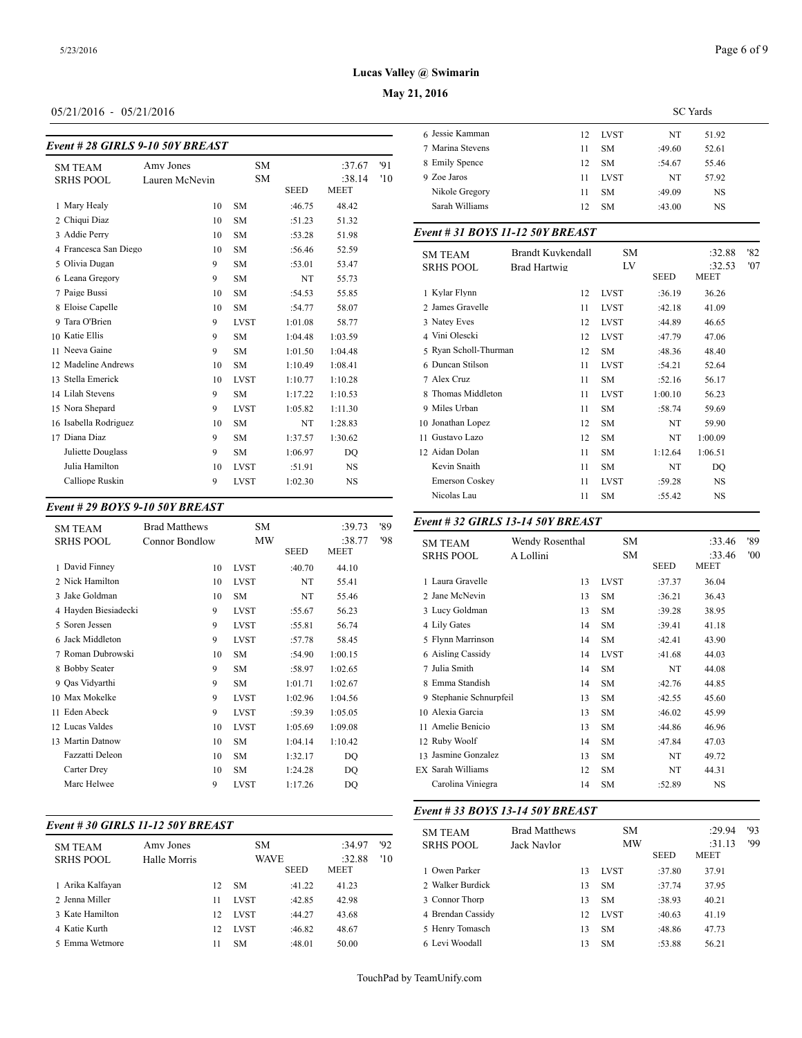Lucas Valley @ Swimarin

May 21, 2016

05/21/2016 - 05/21/2016

SC Yards

### Event # 28 GIRLS 9-10 50Y BREAST

| | | | | SEED | MEET | |
|---|---|---|---|---|---|---|
| SM TEAM | Amy Jones | | SM | | :37.67 | '91 |
| SRHS POOL | Lauren McNevin | | SM | | :38.14 | '10 |
| 1 Mary Healy | | 10 | SM | :46.75 | 48.42 | |
| 2 Chiqui Diaz | | 10 | SM | :51.23 | 51.32 | |
| 3 Addie Perry | | 10 | SM | :53.28 | 51.98 | |
| 4 Francesca San Diego | | 10 | SM | :56.46 | 52.59 | |
| 5 Olivia Dugan | | 9 | SM | :53.01 | 53.47 | |
| 6 Leana Gregory | | 9 | SM | NT | 55.73 | |
| 7 Paige Bussi | | 10 | SM | :54.53 | 55.85 | |
| 8 Eloise Capelle | | 10 | SM | :54.77 | 58.07 | |
| 9 Tara O'Brien | | 9 | LVST | 1:01.08 | 58.77 | |
| 10 Katie Ellis | | 9 | SM | 1:04.48 | 1:03.59 | |
| 11 Neeva Gaine | | 9 | SM | 1:01.50 | 1:04.48 | |
| 12 Madeline Andrews | | 10 | SM | 1:10.49 | 1:08.41 | |
| 13 Stella Emerick | | 10 | LVST | 1:10.77 | 1:10.28 | |
| 14 Lilah Stevens | | 9 | SM | 1:17.22 | 1:10.53 | |
| 15 Nora Shepard | | 9 | LVST | 1:05.82 | 1:11.30 | |
| 16 Isabella Rodriguez | | 10 | SM | NT | 1:28.83 | |
| 17 Diana Diaz | | 9 | SM | 1:37.57 | 1:30.62 | |
| Juliette Douglass | | 9 | SM | 1:06.97 | DQ | |
| Julia Hamilton | | 10 | LVST | :51.91 | NS | |
| Calliope Ruskin | | 9 | LVST | 1:02.30 | NS | |

### Event # 29 BOYS 9-10 50Y BREAST

| | | | | SEED | MEET | |
|---|---|---|---|---|---|---|
| SM TEAM | Brad Matthews | | SM | | :39.73 | '89 |
| SRHS POOL | Connor Bondlow | | MW | | :38.77 | '98 |
| 1 David Finney | | 10 | LVST | :40.70 | 44.10 | |
| 2 Nick Hamilton | | 10 | LVST | NT | 55.41 | |
| 3 Jake Goldman | | 10 | SM | NT | 55.46 | |
| 4 Hayden Biesiadecki | | 9 | LVST | :55.67 | 56.23 | |
| 5 Soren Jessen | | 9 | LVST | :55.81 | 56.74 | |
| 6 Jack Middleton | | 9 | LVST | :57.78 | 58.45 | |
| 7 Roman Dubrowski | | 10 | SM | :54.90 | 1:00.15 | |
| 8 Bobby Seater | | 9 | SM | :58.97 | 1:02.65 | |
| 9 Qas Vidyarthi | | 9 | SM | 1:01.71 | 1:02.67 | |
| 10 Max Mokelke | | 9 | LVST | 1:02.96 | 1:04.56 | |
| 11 Eden Abeck | | 9 | LVST | :59.39 | 1:05.05 | |
| 12 Lucas Valdes | | 10 | LVST | 1:05.69 | 1:09.08 | |
| 13 Martin Datnow | | 10 | SM | 1:04.14 | 1:10.42 | |
| Fazzatti Deleon | | 10 | SM | 1:32.17 | DQ | |
| Carter Drey | | 10 | SM | 1:24.28 | DQ | |
| Marc Helwee | | 9 | LVST | 1:17.26 | DQ | |

### Event # 30 GIRLS 11-12 50Y BREAST

| | | | | SEED | MEET | |
|---|---|---|---|---|---|---|
| SM TEAM | Amy Jones | | SM | | :34.97 | '92 |
| SRHS POOL | Halle Morris | | WAVE | | :32.88 | '10 |
| 1 Arika Kalfayan | | 12 | SM | :41.22 | 41.23 | |
| 2 Jenna Miller | | 11 | LVST | :42.85 | 42.98 | |
| 3 Kate Hamilton | | 12 | LVST | :44.27 | 43.68 | |
| 4 Katie Kurth | | 12 | LVST | :46.82 | 48.67 | |
| 5 Emma Wetmore | | 11 | SM | :48.01 | 50.00 | |
| 6 Jessie Kamman | | 12 | LVST | NT | 51.92 | |
| 7 Marina Stevens | | 11 | SM | :49.60 | 52.61 | |
| 8 Emily Spence | | 12 | SM | :54.67 | 55.46 | |
| 9 Zoe Jaros | | 11 | LVST | NT | 57.92 | |
| Nikole Gregory | | 11 | SM | :49.09 | NS | |
| Sarah Williams | | 12 | SM | :43.00 | NS | |

### Event # 31 BOYS 11-12 50Y BREAST

| | | | | SEED | MEET | |
|---|---|---|---|---|---|---|
| SM TEAM | Brandt Kuykendall | | SM | | :32.88 | '82 |
| SRHS POOL | Brad Hartwig | | LV | | :32.53 | '07 |
| 1 Kylar Flynn | | 12 | LVST | :36.19 | 36.26 | |
| 2 James Gravelle | | 11 | LVST | :42.18 | 41.09 | |
| 3 Natey Eves | | 12 | LVST | :44.89 | 46.65 | |
| 4 Vini Olescki | | 12 | LVST | :47.79 | 47.06 | |
| 5 Ryan Scholl-Thurman | | 12 | SM | :48.36 | 48.40 | |
| 6 Duncan Stilson | | 11 | LVST | :54.21 | 52.64 | |
| 7 Alex Cruz | | 11 | SM | :52.16 | 56.17 | |
| 8 Thomas Middleton | | 11 | LVST | 1:00.10 | 56.23 | |
| 9 Miles Urban | | 11 | SM | :58.74 | 59.69 | |
| 10 Jonathan Lopez | | 12 | SM | NT | 59.90 | |
| 11 Gustavo Lazo | | 12 | SM | NT | 1:00.09 | |
| 12 Aidan Dolan | | 11 | SM | 1:12.64 | 1:06.51 | |
| Kevin Snaith | | 11 | SM | NT | DQ | |
| Emerson Coskey | | 11 | LVST | :59.28 | NS | |
| Nicolas Lau | | 11 | SM | :55.42 | NS | |

### Event # 32 GIRLS 13-14 50Y BREAST

| | | | | SEED | MEET | |
|---|---|---|---|---|---|---|
| SM TEAM | Wendy Rosenthal | | SM | | :33.46 | '89 |
| SRHS POOL | A Lollini | | SM | | :33.46 | '00 |
| 1 Laura Gravelle | | 13 | LVST | :37.37 | 36.04 | |
| 2 Jane McNevin | | 13 | SM | :36.21 | 36.43 | |
| 3 Lucy Goldman | | 13 | SM | :39.28 | 38.95 | |
| 4 Lily Gates | | 14 | SM | :39.41 | 41.18 | |
| 5 Flynn Marrinson | | 14 | SM | :42.41 | 43.90 | |
| 6 Aisling Cassidy | | 14 | LVST | :41.68 | 44.03 | |
| 7 Julia Smith | | 14 | SM | NT | 44.08 | |
| 8 Emma Standish | | 14 | SM | :42.76 | 44.85 | |
| 9 Stephanie Schnurpfeil | | 13 | SM | :42.55 | 45.60 | |
| 10 Alexia Garcia | | 13 | SM | :46.02 | 45.99 | |
| 11 Amelie Benicio | | 13 | SM | :44.86 | 46.96 | |
| 12 Ruby Woolf | | 14 | SM | :47.84 | 47.03 | |
| 13 Jasmine Gonzalez | | 13 | SM | NT | 49.72 | |
| EX Sarah Williams | | 12 | SM | NT | 44.31 | |
| Carolina Viniegra | | 14 | SM | :52.89 | NS | |

### Event # 33 BOYS 13-14 50Y BREAST

| | | | | SEED | MEET | |
|---|---|---|---|---|---|---|
| SM TEAM | Brad Matthews | | SM | | :29.94 | '93 |
| SRHS POOL | Jack Naylor | | MW | | :31.13 | '99 |
| 1 Owen Parker | | 13 | LVST | :37.80 | 37.91 | |
| 2 Walker Burdick | | 13 | SM | :37.74 | 37.95 | |
| 3 Connor Thorp | | 13 | SM | :38.93 | 40.21 | |
| 4 Brendan Cassidy | | 12 | LVST | :40.63 | 41.19 | |
| 5 Henry Tomasch | | 13 | SM | :48.86 | 47.73 | |
| 6 Levi Woodall | | 13 | SM | :53.88 | 56.21 | |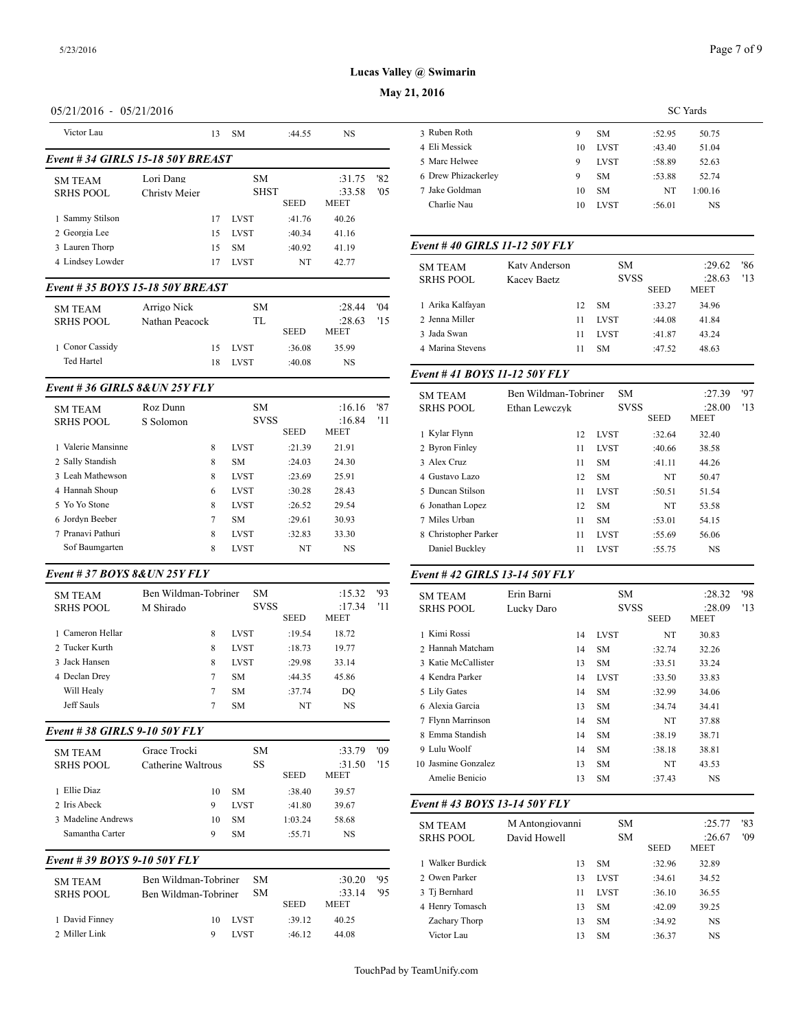**Lucas Valley @ Swimarin**

**May 21, 2016**

05/21/2016 - 05/21/2016 SC Yards

| | | | | |
|---|---|---|---|---|
| Victor Lau | 13 | SM | :44.55 | NS |

### Event # 34 GIRLS 15-18 50Y BREAST

| | | | | | |
|---|---|---|---|---|---|
| SM TEAM | Lori Dang | | SM | :31.75 | '82 |
| SRHS POOL | Christy Meier | | SHST | :33.58 | '05 |
| | | | SEED | MEET | |
| 1 Sammy Stilson | 17 | LVST | :41.76 | 40.26 | |
| 2 Georgia Lee | 15 | LVST | :40.34 | 41.16 | |
| 3 Lauren Thorp | 15 | SM | :40.92 | 41.19 | |
| 4 Lindsey Lowder | 17 | LVST | NT | 42.77 | |

### Event # 35 BOYS 15-18 50Y BREAST

| | | | | | |
|---|---|---|---|---|---|
| SM TEAM | Arrigo Nick | | SM | :28.44 | '04 |
| SRHS POOL | Nathan Peacock | | TL | :28.63 | '15 |
| | | | SEED | MEET | |
| 1 Conor Cassidy | 15 | LVST | :36.08 | 35.99 | |
| Ted Hartel | 18 | LVST | :40.08 | NS | |

### Event # 36 GIRLS 8&UN 25Y FLY

| | | | | | |
|---|---|---|---|---|---|
| SM TEAM | Roz Dunn | | SM | :16.16 | '87 |
| SRHS POOL | S Solomon | | SVSS | :16.84 | '11 |
| | | | SEED | MEET | |
| 1 Valerie Mansinne | 8 | LVST | :21.39 | 21.91 | |
| 2 Sally Standish | 8 | SM | :24.03 | 24.30 | |
| 3 Leah Mathewson | 8 | LVST | :23.69 | 25.91 | |
| 4 Hannah Shoup | 6 | LVST | :30.28 | 28.43 | |
| 5 Yo Yo Stone | 8 | LVST | :26.52 | 29.54 | |
| 6 Jordyn Beeber | 7 | SM | :29.61 | 30.93 | |
| 7 Pranavi Pathuri | 8 | LVST | :32.83 | 33.30 | |
| Sof Baumgarten | 8 | LVST | NT | NS | |

### Event # 37 BOYS 8&UN 25Y FLY

| | | | | | |
|---|---|---|---|---|---|
| SM TEAM | Ben Wildman-Tobriner | | SM | :15.32 | '93 |
| SRHS POOL | M Shirado | | SVSS | :17.34 | '11 |
| | | | SEED | MEET | |
| 1 Cameron Hellar | 8 | LVST | :19.54 | 18.72 | |
| 2 Tucker Kurth | 8 | LVST | :18.73 | 19.77 | |
| 3 Jack Hansen | 8 | LVST | :29.98 | 33.14 | |
| 4 Declan Drey | 7 | SM | :44.35 | 45.86 | |
| Will Healy | 7 | SM | :37.74 | DQ | |
| Jeff Sauls | 7 | SM | NT | NS | |

### Event # 38 GIRLS 9-10 50Y FLY

| | | | | | |
|---|---|---|---|---|---|
| SM TEAM | Grace Trocki | | SM | :33.79 | '09 |
| SRHS POOL | Catherine Waltrous | | SS | :31.50 | '15 |
| | | | SEED | MEET | |
| 1 Ellie Diaz | 10 | SM | :38.40 | 39.57 | |
| 2 Iris Abeck | 9 | LVST | :41.80 | 39.67 | |
| 3 Madeline Andrews | 10 | SM | 1:03.24 | 58.68 | |
| Samantha Carter | 9 | SM | :55.71 | NS | |

### Event # 39 BOYS 9-10 50Y FLY

| | | | | | |
|---|---|---|---|---|---|
| SM TEAM | Ben Wildman-Tobriner | | SM | :30.20 | '95 |
| SRHS POOL | Ben Wildman-Tobriner | | SM | :33.14 | '95 |
| | | | SEED | MEET | |
| 1 David Finney | 10 | LVST | :39.12 | 40.25 | |
| 2 Miller Link | 9 | LVST | :46.12 | 44.08 | |
| 3 Ruben Roth | 9 | SM | :52.95 | 50.75 | |
| 4 Eli Messick | 10 | LVST | :43.40 | 51.04 | |
| 5 Marc Helwee | 9 | LVST | :58.89 | 52.63 | |
| 6 Drew Phizackerley | 9 | SM | :53.88 | 52.74 | |
| 7 Jake Goldman | 10 | SM | NT | 1:00.16 | |
| Charlie Nau | 10 | LVST | :56.01 | NS | |

### Event # 40 GIRLS 11-12 50Y FLY

| | | | | | |
|---|---|---|---|---|---|
| SM TEAM | Katy Anderson | | SM | :29.62 | '86 |
| SRHS POOL | Kacey Baetz | | SVSS | :28.63 | '13 |
| | | | SEED | MEET | |
| 1 Arika Kalfayan | 12 | SM | :33.27 | 34.96 | |
| 2 Jenna Miller | 11 | LVST | :44.08 | 41.84 | |
| 3 Jada Swan | 11 | LVST | :41.87 | 43.24 | |
| 4 Marina Stevens | 11 | SM | :47.52 | 48.63 | |

### Event # 41 BOYS 11-12 50Y FLY

| | | | | | |
|---|---|---|---|---|---|
| SM TEAM | Ben Wildman-Tobriner | | SM | :27.39 | '97 |
| SRHS POOL | Ethan Lewczyk | | SVSS | :28.00 | '13 |
| | | | SEED | MEET | |
| 1 Kylar Flynn | 12 | LVST | :32.64 | 32.40 | |
| 2 Byron Finley | 11 | LVST | :40.66 | 38.58 | |
| 3 Alex Cruz | 11 | SM | :41.11 | 44.26 | |
| 4 Gustavo Lazo | 12 | SM | NT | 50.47 | |
| 5 Duncan Stilson | 11 | LVST | :50.51 | 51.54 | |
| 6 Jonathan Lopez | 12 | SM | NT | 53.58 | |
| 7 Miles Urban | 11 | SM | :53.01 | 54.15 | |
| 8 Christopher Parker | 11 | LVST | :55.69 | 56.06 | |
| Daniel Buckley | 11 | LVST | :55.75 | NS | |

### Event # 42 GIRLS 13-14 50Y FLY

| | | | | | |
|---|---|---|---|---|---|
| SM TEAM | Erin Barni | | SM | :28.32 | '98 |
| SRHS POOL | Lucky Daro | | SVSS | :28.09 | '13 |
| | | | SEED | MEET | |
| 1 Kimi Rossi | 14 | LVST | NT | 30.83 | |
| 2 Hannah Matcham | 14 | SM | :32.74 | 32.26 | |
| 3 Katie McCallister | 13 | SM | :33.51 | 33.24 | |
| 4 Kendra Parker | 14 | LVST | :33.50 | 33.83 | |
| 5 Lily Gates | 14 | SM | :32.99 | 34.06 | |
| 6 Alexia Garcia | 13 | SM | :34.74 | 34.41 | |
| 7 Flynn Marrinson | 14 | SM | NT | 37.88 | |
| 8 Emma Standish | 14 | SM | :38.19 | 38.71 | |
| 9 Lulu Woolf | 14 | SM | :38.18 | 38.81 | |
| 10 Jasmine Gonzalez | 13 | SM | NT | 43.53 | |
| Amelie Benicio | 13 | SM | :37.43 | NS | |

### Event # 43 BOYS 13-14 50Y FLY

| | | | | | |
|---|---|---|---|---|---|
| SM TEAM | M Antongiovanni | | SM | :25.77 | '83 |
| SRHS POOL | David Howell | | SM | :26.67 | '09 |
| | | | SEED | MEET | |
| 1 Walker Burdick | 13 | SM | :32.96 | 32.89 | |
| 2 Owen Parker | 13 | LVST | :34.61 | 34.52 | |
| 3 Tj Bernhard | 11 | LVST | :36.10 | 36.55 | |
| 4 Henry Tomasch | 13 | SM | :42.09 | 39.25 | |
| Zachary Thorp | 13 | SM | :34.92 | NS | |
| Victor Lau | 13 | SM | :36.37 | NS | |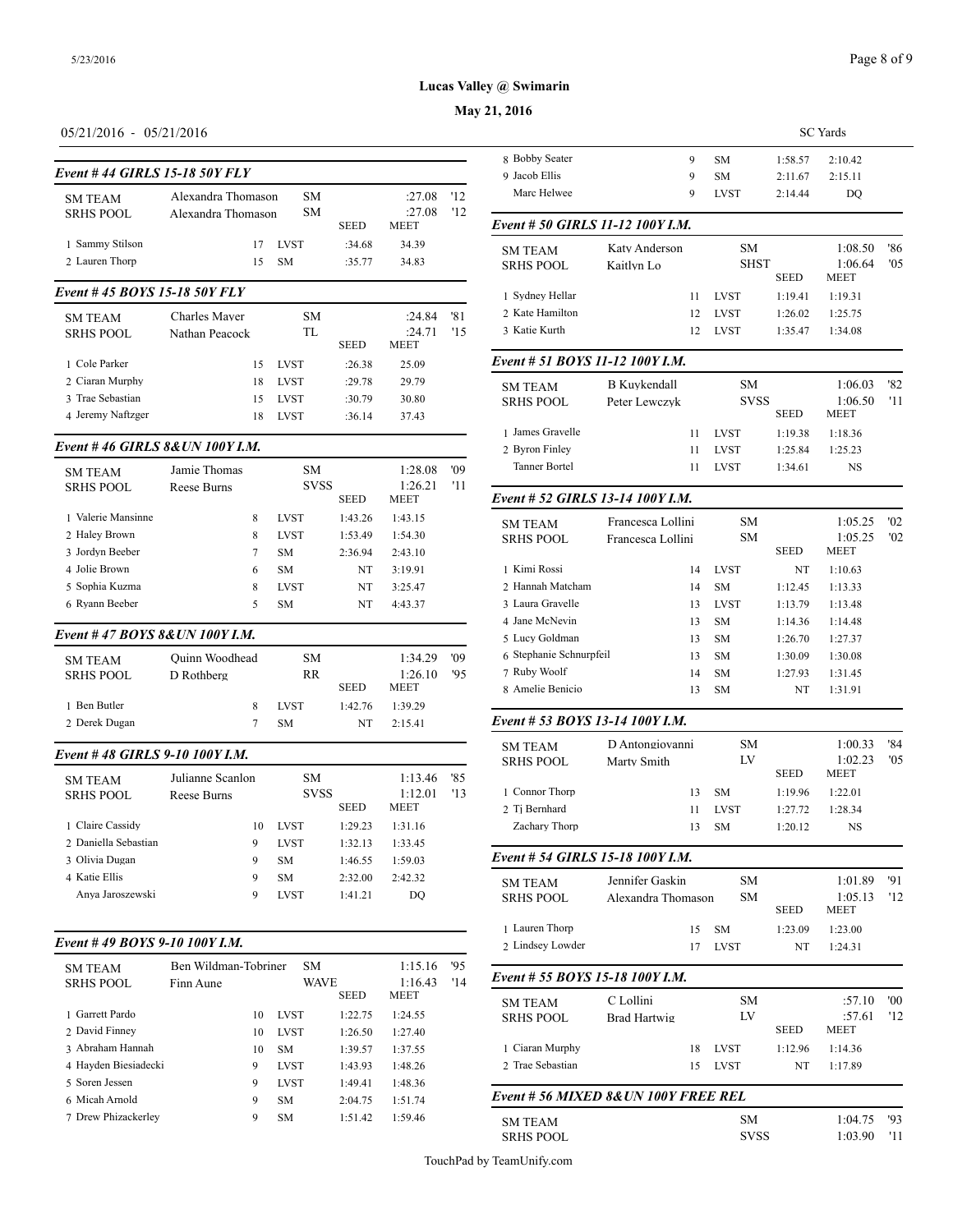**Lucas Valley @ Swimarin**

**May 21, 2016**

05/21/2016 - 05/21/2016 SC Yards

### Event # 44 GIRLS 15-18 50Y FLY

| | | | | | | |
|---|---|---|---|---|---|---|
| SM TEAM | Alexandra Thomason | | SM | | :27.08 | '12 |
| SRHS POOL | Alexandra Thomason | | SM | SEED | :27.08 MEET | '12 |
| 1 Sammy Stilson | | 17 | LVST | :34.68 | 34.39 | |
| 2 Lauren Thorp | | 15 | SM | :35.77 | 34.83 | |

### Event # 45 BOYS 15-18 50Y FLY

| | | | | | | |
|---|---|---|---|---|---|---|
| SM TEAM | Charles Mayer | | SM | | :24.84 | '81 |
| SRHS POOL | Nathan Peacock | | TL | SEED | :24.71 MEET | '15 |
| 1 Cole Parker | | 15 | LVST | :26.38 | 25.09 | |
| 2 Ciaran Murphy | | 18 | LVST | :29.78 | 29.79 | |
| 3 Trae Sebastian | | 15 | LVST | :30.79 | 30.80 | |
| 4 Jeremy Naftzger | | 18 | LVST | :36.14 | 37.43 | |

### Event # 46 GIRLS 8&UN 100Y I.M.

| | | | | | | |
|---|---|---|---|---|---|---|
| SM TEAM | Jamie Thomas | | SM | | 1:28.08 | '09 |
| SRHS POOL | Reese Burns | | SVSS | SEED | 1:26.21 MEET | '11 |
| 1 Valerie Mansinne | | 8 | LVST | 1:43.26 | 1:43.15 | |
| 2 Haley Brown | | 8 | LVST | 1:53.49 | 1:54.30 | |
| 3 Jordyn Beeber | | 7 | SM | 2:36.94 | 2:43.10 | |
| 4 Jolie Brown | | 6 | SM | NT | 3:19.91 | |
| 5 Sophia Kuzma | | 8 | LVST | NT | 3:25.47 | |
| 6 Ryann Beeber | | 5 | SM | NT | 4:43.37 | |

### Event # 47 BOYS 8&UN 100Y I.M.

| | | | | | | |
|---|---|---|---|---|---|---|
| SM TEAM | Quinn Woodhead | | SM | | 1:34.29 | '09 |
| SRHS POOL | D Rothberg | | RR | SEED | 1:26.10 MEET | '95 |
| 1 Ben Butler | | 8 | LVST | 1:42.76 | 1:39.29 | |
| 2 Derek Dugan | | 7 | SM | NT | 2:15.41 | |

### Event # 48 GIRLS 9-10 100Y I.M.

| | | | | | | |
|---|---|---|---|---|---|---|
| SM TEAM | Julianne Scanlon | | SM | | 1:13.46 | '85 |
| SRHS POOL | Reese Burns | | SVSS | SEED | 1:12.01 MEET | '13 |
| 1 Claire Cassidy | | 10 | LVST | 1:29.23 | 1:31.16 | |
| 2 Daniella Sebastian | | 9 | LVST | 1:32.13 | 1:33.45 | |
| 3 Olivia Dugan | | 9 | SM | 1:46.55 | 1:59.03 | |
| 4 Katie Ellis | | 9 | SM | 2:32.00 | 2:42.32 | |
| Anya Jaroszewski | | 9 | LVST | 1:41.21 | DQ | |

### Event # 49 BOYS 9-10 100Y I.M.

| | | | | | | |
|---|---|---|---|---|---|---|
| SM TEAM | Ben Wildman-Tobriner | | SM | | 1:15.16 | '95 |
| SRHS POOL | Finn Aune | | WAVE | SEED | 1:16.43 MEET | '14 |
| 1 Garrett Pardo | | 10 | LVST | 1:22.75 | 1:24.55 | |
| 2 David Finney | | 10 | LVST | 1:26.50 | 1:27.40 | |
| 3 Abraham Hannah | | 10 | SM | 1:39.57 | 1:37.55 | |
| 4 Hayden Biesiadecki | | 9 | LVST | 1:43.93 | 1:48.26 | |
| 5 Soren Jessen | | 9 | LVST | 1:49.41 | 1:48.36 | |
| 6 Micah Arnold | | 9 | SM | 2:04.75 | 1:51.74 | |
| 7 Drew Phizackerley | | 9 | SM | 1:51.42 | 1:59.46 | |
| 8 Bobby Seater | | 9 | SM | 1:58.57 | 2:10.42 | |
| 9 Jacob Ellis | | 9 | SM | 2:11.67 | 2:15.11 | |
| Marc Helwee | | 9 | LVST | 2:14.44 | DQ | |

### Event # 50 GIRLS 11-12 100Y I.M.

| | | | | | | |
|---|---|---|---|---|---|---|
| SM TEAM | Katy Anderson | | SM | | 1:08.50 | '86 |
| SRHS POOL | Kaitlyn Lo | | SHST | SEED | 1:06.64 MEET | '05 |
| 1 Sydney Hellar | | 11 | LVST | 1:19.41 | 1:19.31 | |
| 2 Kate Hamilton | | 12 | LVST | 1:26.02 | 1:25.75 | |
| 3 Katie Kurth | | 12 | LVST | 1:35.47 | 1:34.08 | |

### Event # 51 BOYS 11-12 100Y I.M.

| | | | | | | |
|---|---|---|---|---|---|---|
| SM TEAM | B Kuykendall | | SM | | 1:06.03 | '82 |
| SRHS POOL | Peter Lewczyk | | SVSS | SEED | 1:06.50 MEET | '11 |
| 1 James Gravelle | | 11 | LVST | 1:19.38 | 1:18.36 | |
| 2 Byron Finley | | 11 | LVST | 1:25.84 | 1:25.23 | |
| Tanner Bortel | | 11 | LVST | 1:34.61 | NS | |

### Event # 52 GIRLS 13-14 100Y I.M.

| | | | | | | |
|---|---|---|---|---|---|---|
| SM TEAM | Francesca Lollini | | SM | | 1:05.25 | '02 |
| SRHS POOL | Francesca Lollini | | SM | SEED | 1:05.25 MEET | '02 |
| 1 Kimi Rossi | | 14 | LVST | NT | 1:10.63 | |
| 2 Hannah Matcham | | 14 | SM | 1:12.45 | 1:13.33 | |
| 3 Laura Gravelle | | 13 | LVST | 1:13.79 | 1:13.48 | |
| 4 Jane McNevin | | 13 | SM | 1:14.36 | 1:14.48 | |
| 5 Lucy Goldman | | 13 | SM | 1:26.70 | 1:27.37 | |
| 6 Stephanie Schnurpfeil | | 13 | SM | 1:30.09 | 1:30.08 | |
| 7 Ruby Woolf | | 14 | SM | 1:27.93 | 1:31.45 | |
| 8 Amelie Benicio | | 13 | SM | NT | 1:31.91 | |

### Event # 53 BOYS 13-14 100Y I.M.

| | | | | | | |
|---|---|---|---|---|---|---|
| SM TEAM | D Antongiovanni | | SM | | 1:00.33 | '84 |
| SRHS POOL | Marty Smith | | LV | SEED | 1:02.23 MEET | '05 |
| 1 Connor Thorp | | 13 | SM | 1:19.96 | 1:22.01 | |
| 2 Tj Bernhard | | 11 | LVST | 1:27.72 | 1:28.34 | |
| Zachary Thorp | | 13 | SM | 1:20.12 | NS | |

### Event # 54 GIRLS 15-18 100Y I.M.

| | | | | | | |
|---|---|---|---|---|---|---|
| SM TEAM | Jennifer Gaskin | | SM | | 1:01.89 | '91 |
| SRHS POOL | Alexandra Thomason | | SM | SEED | 1:05.13 MEET | '12 |
| 1 Lauren Thorp | | 15 | SM | 1:23.09 | 1:23.00 | |
| 2 Lindsey Lowder | | 17 | LVST | NT | 1:24.31 | |

### Event # 55 BOYS 15-18 100Y I.M.

| | | | | | | |
|---|---|---|---|---|---|---|
| SM TEAM | C Lollini | | SM | | :57.10 | '00 |
| SRHS POOL | Brad Hartwig | | LV | SEED | :57.61 MEET | '12 |
| 1 Ciaran Murphy | | 18 | LVST | 1:12.96 | 1:14.36 | |
| 2 Trae Sebastian | | 15 | LVST | NT | 1:17.89 | |

### Event # 56 MIXED 8&UN 100Y FREE REL

| | | | |
|---|---|---|---|
| SM TEAM | SM | 1:04.75 | '93 |
| SRHS POOL | SVSS | 1:03.90 | '11 |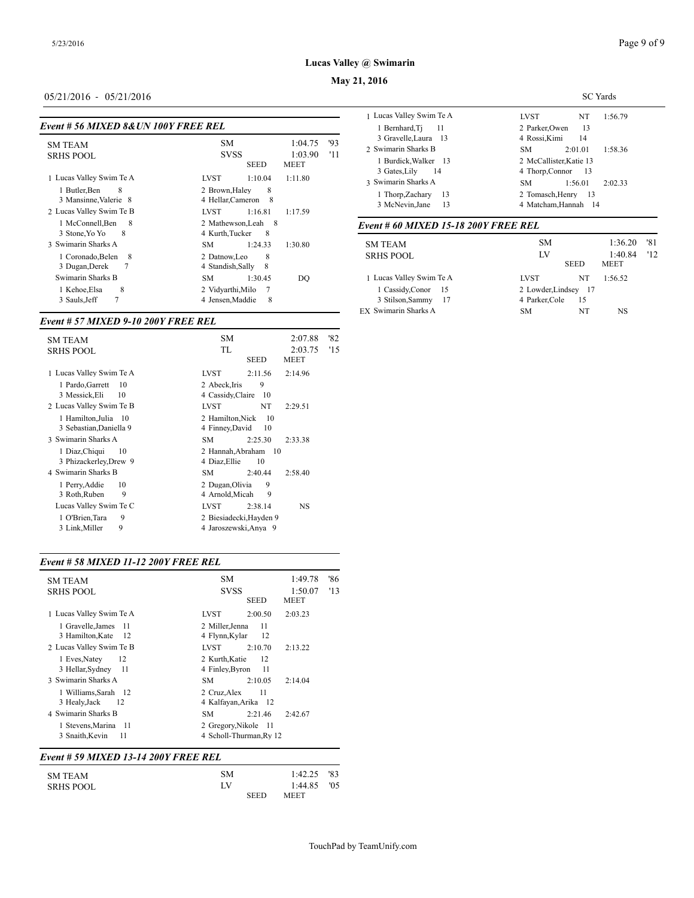Lucas Valley @ Swimarin

May 21, 2016

05/21/2016 - 05/21/2016

SC Yards

### Event # 56 MIXED 8&UN 100Y FREE REL

| | | | | |
|---|---|---|---|---|
| SM TEAM | SM | | 1:04.75 | '93 |
| SRHS POOL | SVSS | | 1:03.90 | '11 |
| | | SEED | MEET | |
| 1 Lucas Valley Swim Te A | LVST | 1:10.04 | 1:11.80 | |
| 1 Butler,Ben 8 | 2 Brown,Haley 8 | | | |
| 3 Mansinne,Valerie 8 | 4 Hellar,Cameron 8 | | | |
| 2 Lucas Valley Swim Te B | LVST | 1:16.81 | 1:17.59 | |
| 1 McConnell,Ben 8 | 2 Mathewson,Leah 8 | | | |
| 3 Stone,Yo Yo 8 | 4 Kurth,Tucker 8 | | | |
| 3 Swimarin Sharks A | SM | 1:24.33 | 1:30.80 | |
| 1 Coronado,Belen 8 | 2 Datnow,Leo 8 | | | |
| 3 Dugan,Derek 7 | 4 Standish,Sally 8 | | | |
| Swimarin Sharks B | SM | 1:30.45 | DQ | |
| 1 Kehoe,Elsa 8 | 2 Vidyarthi,Milo 7 | | | |
| 3 Sauls,Jeff 7 | 4 Jensen,Maddie 8 | | | |

### Event # 57 MIXED 9-10 200Y FREE REL

| | | | | |
|---|---|---|---|---|
| SM TEAM | SM | | 2:07.88 | '82 |
| SRHS POOL | TL | | 2:03.75 | '15 |
| | | SEED | MEET | |
| 1 Lucas Valley Swim Te A | LVST | 2:11.56 | 2:14.96 | |
| 1 Pardo,Garrett 10 | 2 Abeck,Iris 9 | | | |
| 3 Messick,Eli 10 | 4 Cassidy,Claire 10 | | | |
| 2 Lucas Valley Swim Te B | LVST | NT | 2:29.51 | |
| 1 Hamilton,Julia 10 | 2 Hamilton,Nick 10 | | | |
| 3 Sebastian,Daniella 9 | 4 Finney,David 10 | | | |
| 3 Swimarin Sharks A | SM | 2:25.30 | 2:33.38 | |
| 1 Diaz,Chiqui 10 | 2 Hannah,Abraham 10 | | | |
| 3 Phizackerley,Drew 9 | 4 Diaz,Ellie 10 | | | |
| 4 Swimarin Sharks B | SM | 2:40.44 | 2:58.40 | |
| 1 Perry,Addie 10 | 2 Dugan,Olivia 9 | | | |
| 3 Roth,Ruben 9 | 4 Arnold,Micah 9 | | | |
| Lucas Valley Swim Te C | LVST | 2:38.14 | NS | |
| 1 O'Brien,Tara 9 | 2 Biesiadecki,Hayden 9 | | | |
| 3 Link,Miller 9 | 4 Jaroszewski,Anya 9 | | | |

### Event # 58 MIXED 11-12 200Y FREE REL

| | | | | |
|---|---|---|---|---|
| SM TEAM | SM | | 1:49.78 | '86 |
| SRHS POOL | SVSS | | 1:50.07 | '13 |
| | | SEED | MEET | |
| 1 Lucas Valley Swim Te A | LVST | 2:00.50 | 2:03.23 | |
| 1 Gravelle,James 11 | 2 Miller,Jenna 11 | | | |
| 3 Hamilton,Kate 12 | 4 Flynn,Kylar 12 | | | |
| 2 Lucas Valley Swim Te B | LVST | 2:10.70 | 2:13.22 | |
| 1 Eves,Natey 12 | 2 Kurth,Katie 12 | | | |
| 3 Hellar,Sydney 11 | 4 Finley,Byron 11 | | | |
| 3 Swimarin Sharks A | SM | 2:10.05 | 2:14.04 | |
| 1 Williams,Sarah 12 | 2 Cruz,Alex 11 | | | |
| 3 Healy,Jack 12 | 4 Kalfayan,Arika 12 | | | |
| 4 Swimarin Sharks B | SM | 2:21.46 | 2:42.67 | |
| 1 Stevens,Marina 11 | 2 Gregory,Nikole 11 | | | |
| 3 Snaith,Kevin 11 | 4 Scholl-Thurman,Ry 12 | | | |

### Event # 59 MIXED 13-14 200Y FREE REL

| | | | | |
|---|---|---|---|---|
| SM TEAM | SM | | 1:42.25 | '83 |
| SRHS POOL | LV | | 1:44.85 | '05 |
| | | SEED | MEET | |
| 1 Lucas Valley Swim Te A | LVST | NT | 1:56.79 | |
| 1 Bernhard,Tj 11 | 2 Parker,Owen 13 | | | |
| 3 Gravelle,Laura 13 | 4 Rossi,Kimi 14 | | | |
| 2 Swimarin Sharks B | SM | 2:01.01 | 1:58.36 | |
| 1 Burdick,Walker 13 | 2 McCallister,Katie 13 | | | |
| 3 Gates,Lily 14 | 4 Thorp,Connor 13 | | | |
| 3 Swimarin Sharks A | SM | 1:56.01 | 2:02.33 | |
| 1 Thorp,Zachary 13 | 2 Tomasch,Henry 13 | | | |
| 3 McNevin,Jane 13 | 4 Matcham,Hannah 14 | | | |

### Event # 60 MIXED 15-18 200Y FREE REL

| | | | | |
|---|---|---|---|---|
| SM TEAM | SM | | 1:36.20 | '81 |
| SRHS POOL | LV | | 1:40.84 | '12 |
| | | SEED | MEET | |
| 1 Lucas Valley Swim Te A | LVST | NT | 1:56.52 | |
| 1 Cassidy,Conor 15 | 2 Lowder,Lindsey 17 | | | |
| 3 Stilson,Sammy 17 | 4 Parker,Cole 15 | | | |
| EX Swimarin Sharks A | SM | NT | NS | |